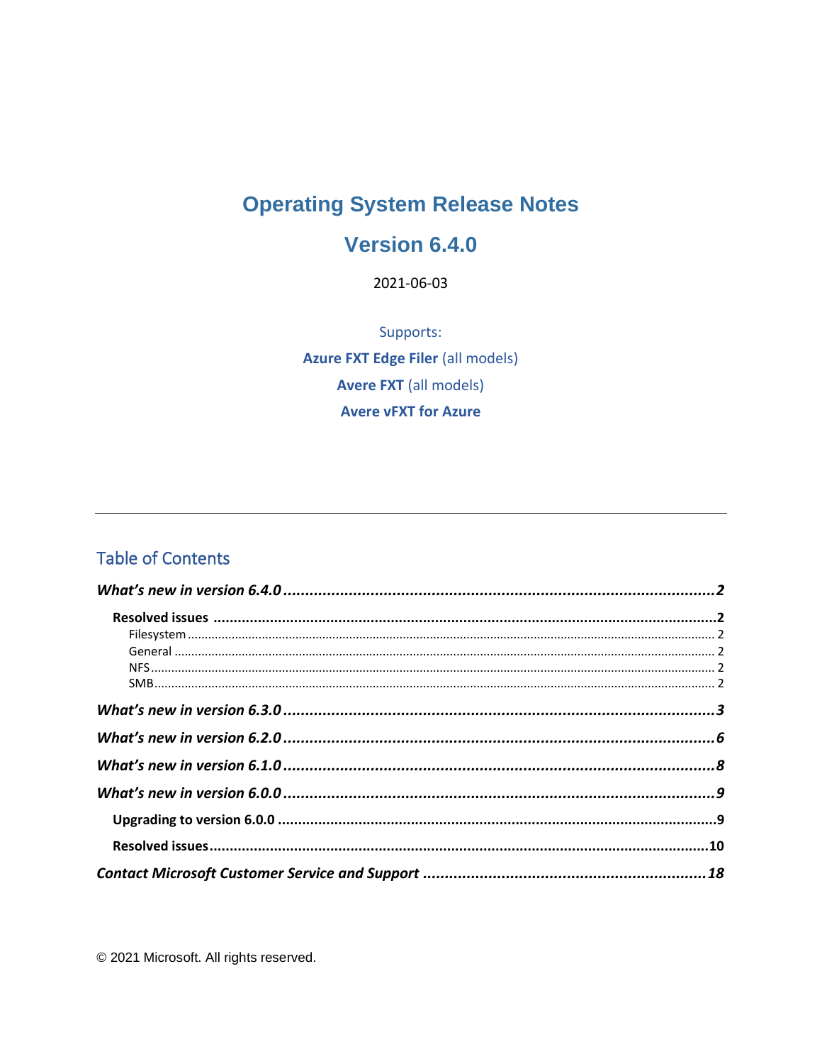# Operating System Release Notes

# Version 6.4.0

2021-06-03

Supports:

**Azure FXT Edge Filer** (all models)

**Avere FXT** (all models)

**Avere vFXT for Azure**

---

## Table of Contents

***What's new in version 6.4.0*** .......... **2**

- **Resolved issues** .......... **2**
  - Filesystem .......... 2
  - General .......... 2
  - NFS .......... 2
  - SMB .......... 2

***What's new in version 6.3.0*** .......... **3**

***What's new in version 6.2.0*** .......... **6**

***What's new in version 6.1.0*** .......... **8**

***What's new in version 6.0.0*** .......... **9**

- **Upgrading to version 6.0.0** .......... **9**
- **Resolved issues** .......... **10**

***Contact Microsoft Customer Service and Support*** .......... **18**

© 2021 Microsoft. All rights reserved.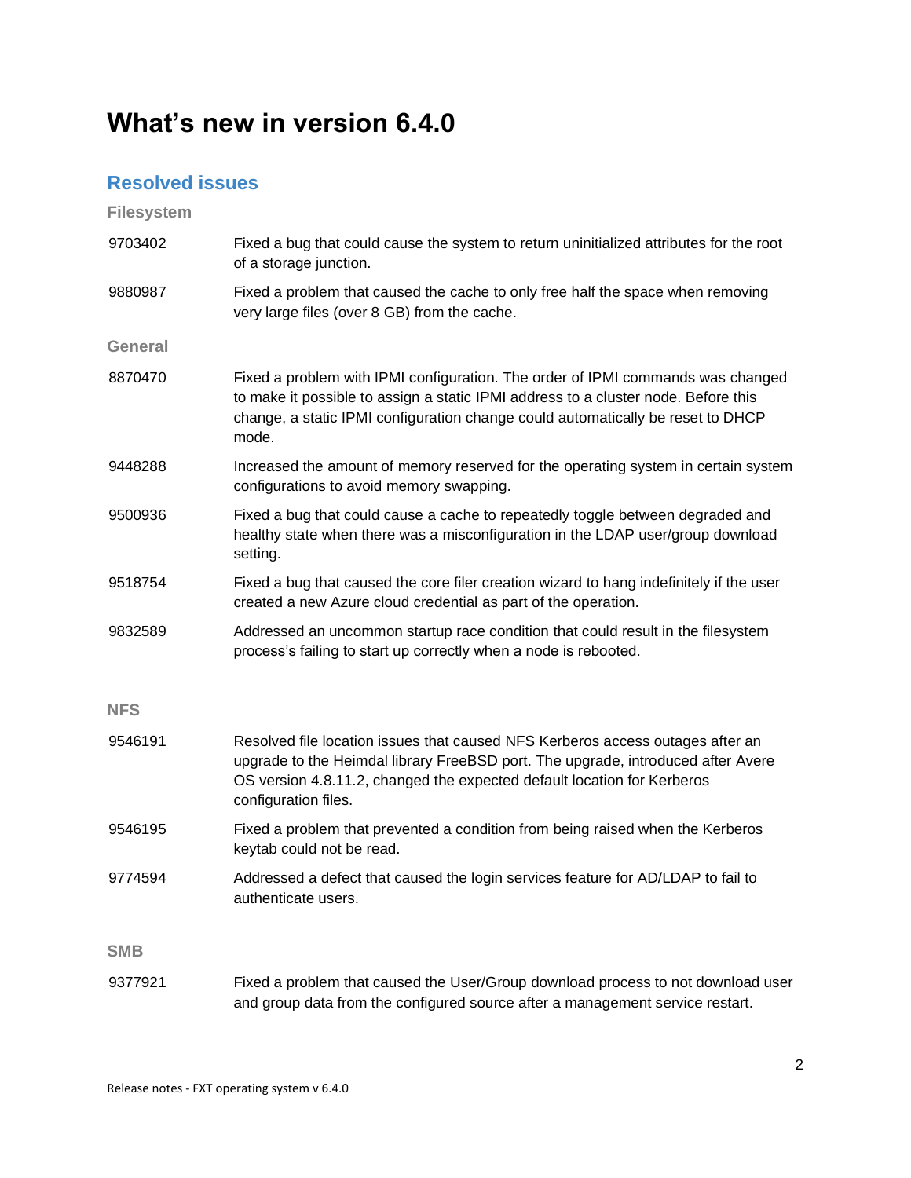# What's new in version 6.4.0

## Resolved issues

### Filesystem

| | |
|---|---|
| 9703402 | Fixed a bug that could cause the system to return uninitialized attributes for the root of a storage junction. |
| 9880987 | Fixed a problem that caused the cache to only free half the space when removing very large files (over 8 GB) from the cache. |

### General

| | |
|---|---|
| 8870470 | Fixed a problem with IPMI configuration. The order of IPMI commands was changed to make it possible to assign a static IPMI address to a cluster node. Before this change, a static IPMI configuration change could automatically be reset to DHCP mode. |
| 9448288 | Increased the amount of memory reserved for the operating system in certain system configurations to avoid memory swapping. |
| 9500936 | Fixed a bug that could cause a cache to repeatedly toggle between degraded and healthy state when there was a misconfiguration in the LDAP user/group download setting. |
| 9518754 | Fixed a bug that caused the core filer creation wizard to hang indefinitely if the user created a new Azure cloud credential as part of the operation. |
| 9832589 | Addressed an uncommon startup race condition that could result in the filesystem process's failing to start up correctly when a node is rebooted. |

### NFS

| | |
|---|---|
| 9546191 | Resolved file location issues that caused NFS Kerberos access outages after an upgrade to the Heimdal library FreeBSD port. The upgrade, introduced after Avere OS version 4.8.11.2, changed the expected default location for Kerberos configuration files. |
| 9546195 | Fixed a problem that prevented a condition from being raised when the Kerberos keytab could not be read. |
| 9774594 | Addressed a defect that caused the login services feature for AD/LDAP to fail to authenticate users. |

### SMB

| | |
|---|---|
| 9377921 | Fixed a problem that caused the User/Group download process to not download user and group data from the configured source after a management service restart. |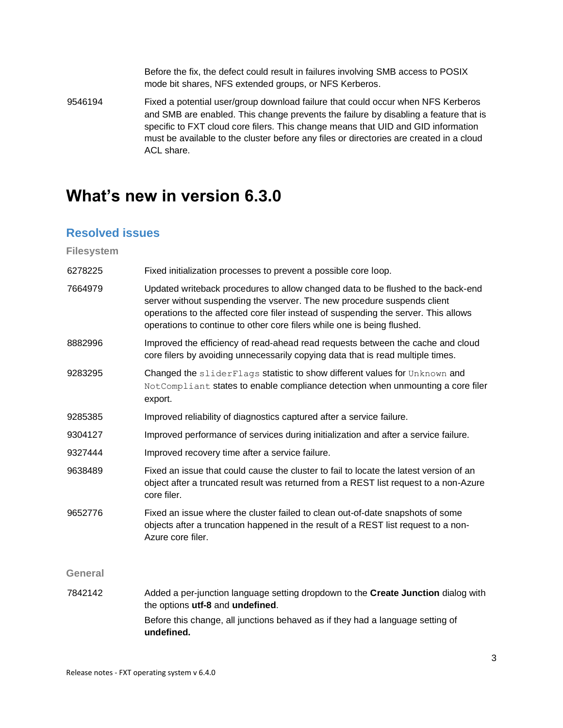| | |
|---|---|
| | Before the fix, the defect could result in failures involving SMB access to POSIX mode bit shares, NFS extended groups, or NFS Kerberos. |
| 9546194 | Fixed a potential user/group download failure that could occur when NFS Kerberos and SMB are enabled. This change prevents the failure by disabling a feature that is specific to FXT cloud core filers. This change means that UID and GID information must be available to the cluster before any files or directories are created in a cloud ACL share. |

# What's new in version 6.3.0

## Resolved issues

### Filesystem

| | |
|---|---|
| 6278225 | Fixed initialization processes to prevent a possible core loop. |
| 7664979 | Updated writeback procedures to allow changed data to be flushed to the back-end server without suspending the vserver. The new procedure suspends client operations to the affected core filer instead of suspending the server. This allows operations to continue to other core filers while one is being flushed. |
| 8882996 | Improved the efficiency of read-ahead read requests between the cache and cloud core filers by avoiding unnecessarily copying data that is read multiple times. |
| 9283295 | Changed the `sliderFlags` statistic to show different values for `Unknown` and `NotCompliant` states to enable compliance detection when unmounting a core filer export. |
| 9285385 | Improved reliability of diagnostics captured after a service failure. |
| 9304127 | Improved performance of services during initialization and after a service failure. |
| 9327444 | Improved recovery time after a service failure. |
| 9638489 | Fixed an issue that could cause the cluster to fail to locate the latest version of an object after a truncated result was returned from a REST list request to a non-Azure core filer. |
| 9652776 | Fixed an issue where the cluster failed to clean out-of-date snapshots of some objects after a truncation happened in the result of a REST list request to a non-Azure core filer. |

### General

| | |
|---|---|
| 7842142 | Added a per-junction language setting dropdown to the **Create Junction** dialog with the options **utf-8** and **undefined**.<br><br>Before this change, all junctions behaved as if they had a language setting of **undefined.** |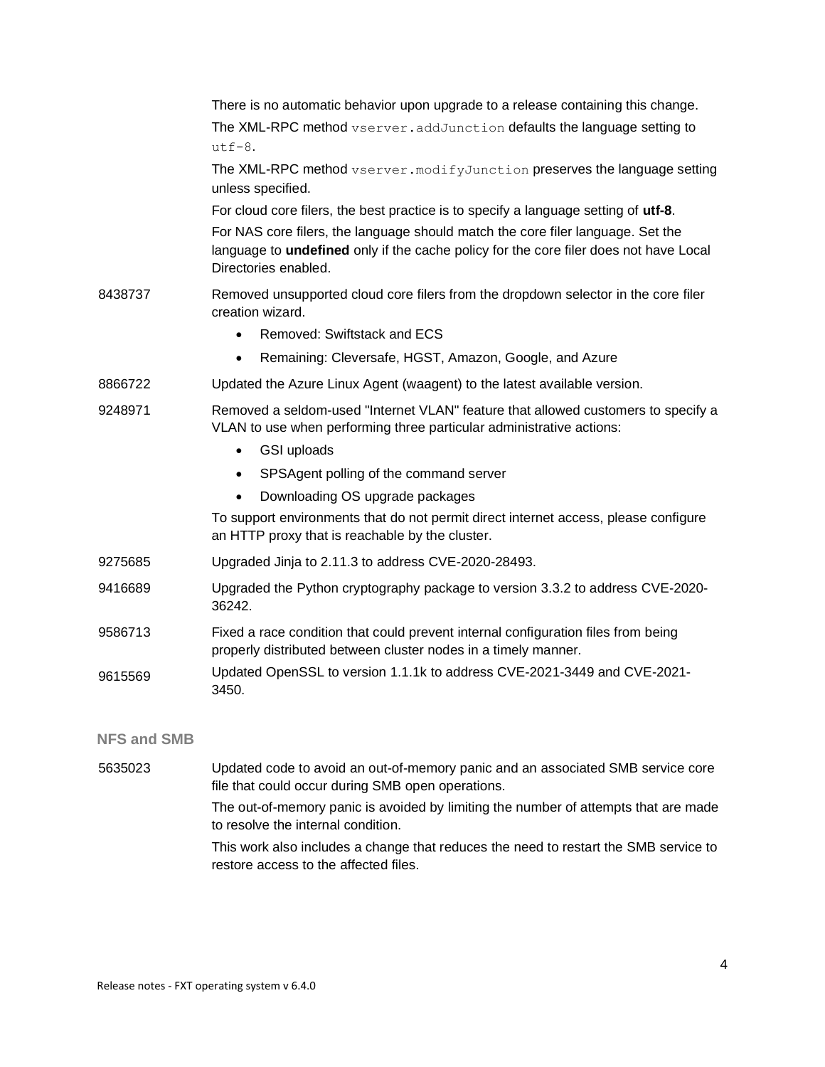| | |
|---|---|
| | There is no automatic behavior upon upgrade to a release containing this change.<br><br>The XML-RPC method `vserver.addJunction` defaults the language setting to `utf-8`.<br><br>The XML-RPC method `vserver.modifyJunction` preserves the language setting unless specified.<br><br>For cloud core filers, the best practice is to specify a language setting of **utf-8**.<br><br>For NAS core filers, the language should match the core filer language. Set the language to **undefined** only if the cache policy for the core filer does not have Local Directories enabled. |
| 8438737 | Removed unsupported cloud core filers from the dropdown selector in the core filer creation wizard.<br><br>• Removed: Swiftstack and ECS<br>• Remaining: Cleversafe, HGST, Amazon, Google, and Azure |
| 8866722 | Updated the Azure Linux Agent (waagent) to the latest available version. |
| 9248971 | Removed a seldom-used "Internet VLAN" feature that allowed customers to specify a VLAN to use when performing three particular administrative actions:<br><br>• GSI uploads<br>• SPSAgent polling of the command server<br>• Downloading OS upgrade packages<br><br>To support environments that do not permit direct internet access, please configure an HTTP proxy that is reachable by the cluster. |
| 9275685 | Upgraded Jinja to 2.11.3 to address CVE-2020-28493. |
| 9416689 | Upgraded the Python cryptography package to version 3.3.2 to address CVE-2020-36242. |
| 9586713 | Fixed a race condition that could prevent internal configuration files from being properly distributed between cluster nodes in a timely manner. |
| 9615569 | Updated OpenSSL to version 1.1.1k to address CVE-2021-3449 and CVE-2021-3450. |

### NFS and SMB

| | |
|---|---|
| 5635023 | Updated code to avoid an out-of-memory panic and an associated SMB service core file that could occur during SMB open operations.<br><br>The out-of-memory panic is avoided by limiting the number of attempts that are made to resolve the internal condition.<br><br>This work also includes a change that reduces the need to restart the SMB service to restore access to the affected files. |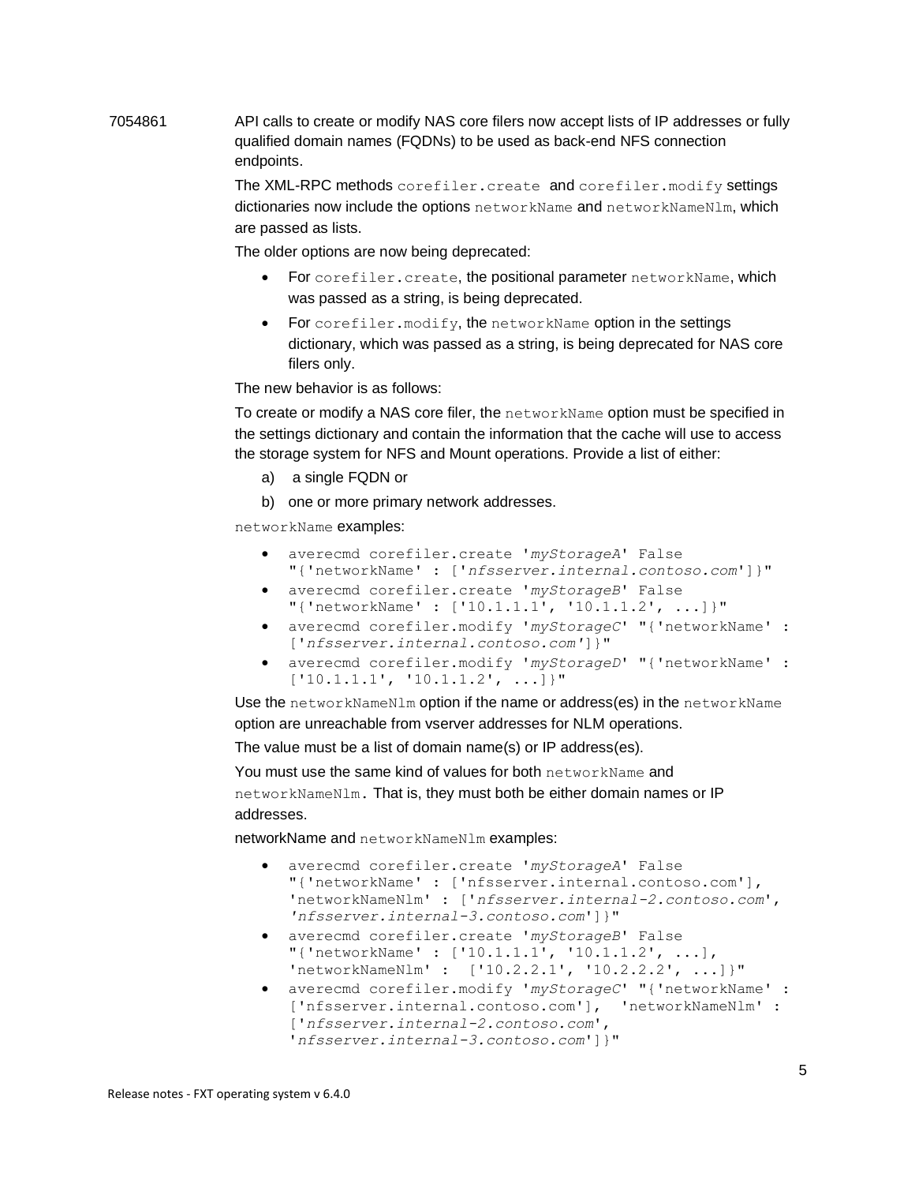7054861

API calls to create or modify NAS core filers now accept lists of IP addresses or fully qualified domain names (FQDNs) to be used as back-end NFS connection endpoints.

The XML-RPC methods `corefiler.create` and `corefiler.modify` settings dictionaries now include the options `networkName` and `networkNameNlm`, which are passed as lists.

The older options are now being deprecated:

- For `corefiler.create`, the positional parameter `networkName`, which was passed as a string, is being deprecated.
- For `corefiler.modify`, the `networkName` option in the settings dictionary, which was passed as a string, is being deprecated for NAS core filers only.

The new behavior is as follows:

To create or modify a NAS core filer, the `networkName` option must be specified in the settings dictionary and contain the information that the cache will use to access the storage system for NFS and Mount operations. Provide a list of either:

a) a single FQDN or

b) one or more primary network addresses.

`networkName` examples:

- `averecmd corefiler.create '`*`myStorageA`*`' False "{'networkName' : ['`*`nfsserver.internal.contoso.com`*`']}"`
- `averecmd corefiler.create '`*`myStorageB`*`' False "{'networkName' : ['10.1.1.1', '10.1.1.2', ...]}"`
- `averecmd corefiler.modify '`*`myStorageC`*`' "{'networkName' : ['`*`nfsserver.internal.contoso.com`*`']}"`
- `averecmd corefiler.modify '`*`myStorageD`*`' "{'networkName' : ['10.1.1.1', '10.1.1.2', ...]}"`

Use the `networkNameNlm` option if the name or address(es) in the `networkName` option are unreachable from vserver addresses for NLM operations.

The value must be a list of domain name(s) or IP address(es).

You must use the same kind of values for both `networkName` and `networkNameNlm`. That is, they must both be either domain names or IP addresses.

networkName and `networkNameNlm` examples:

- `averecmd corefiler.create '`*`myStorageA`*`' False "{'networkName' : ['nfsserver.internal.contoso.com'], 'networkNameNlm' : ['`*`nfsserver.internal-2.contoso.com`*`', '`*`nfsserver.internal-3.contoso.com`*`']}"`
- `averecmd corefiler.create '`*`myStorageB`*`' False "{'networkName' : ['10.1.1.1', '10.1.1.2', ...], 'networkNameNlm' :  ['10.2.2.1', '10.2.2.2', ...]}"`
- `averecmd corefiler.modify '`*`myStorageC`*`' "{'networkName' : ['nfsserver.internal.contoso.com'],  'networkNameNlm' : ['`*`nfsserver.internal-2.contoso.com`*`', '`*`nfsserver.internal-3.contoso.com`*`']}"`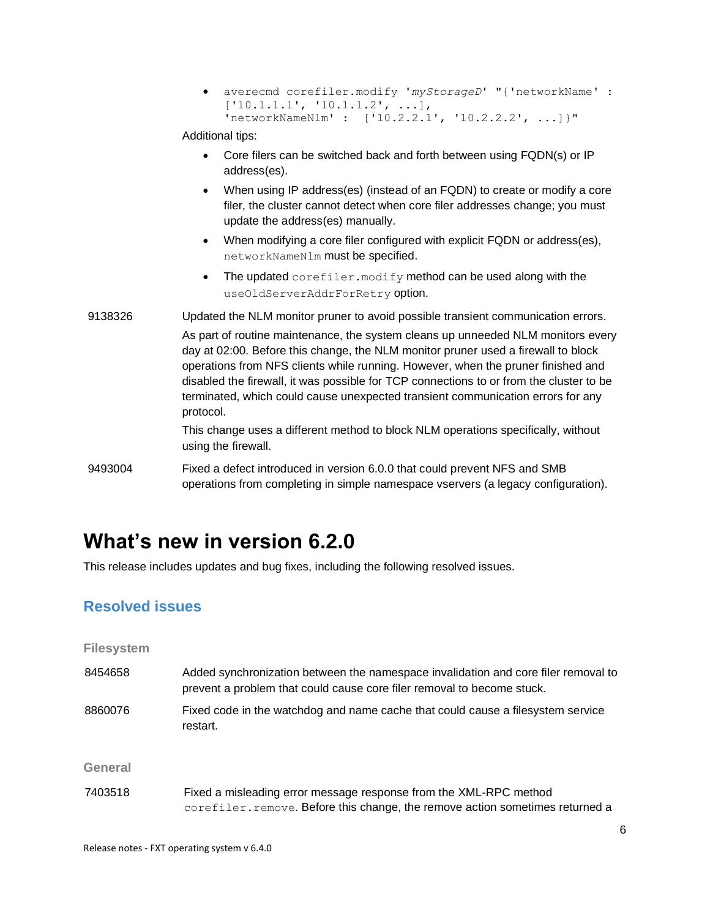- `averecmd corefiler.modify 'myStorageD' "{'networkName' : ['10.1.1.1', '10.1.1.2', ...], 'networkNameNlm' : ['10.2.2.1', '10.2.2.2', ...]}"`

Additional tips:

- Core filers can be switched back and forth between using FQDN(s) or IP address(es).
- When using IP address(es) (instead of an FQDN) to create or modify a core filer, the cluster cannot detect when core filer addresses change; you must update the address(es) manually.
- When modifying a core filer configured with explicit FQDN or address(es), `networkNameNlm` must be specified.
- The updated `corefiler.modify` method can be used along with the `useOldServerAddrForRetry` option.

9138326 — Updated the NLM monitor pruner to avoid possible transient communication errors.

As part of routine maintenance, the system cleans up unneeded NLM monitors every day at 02:00. Before this change, the NLM monitor pruner used a firewall to block operations from NFS clients while running. However, when the pruner finished and disabled the firewall, it was possible for TCP connections to or from the cluster to be terminated, which could cause unexpected transient communication errors for any protocol.

This change uses a different method to block NLM operations specifically, without using the firewall.

9493004 — Fixed a defect introduced in version 6.0.0 that could prevent NFS and SMB operations from completing in simple namespace vservers (a legacy configuration).

# What's new in version 6.2.0

This release includes updates and bug fixes, including the following resolved issues.

## Resolved issues

### Filesystem

| | |
|---|---|
| 8454658 | Added synchronization between the namespace invalidation and core filer removal to prevent a problem that could cause core filer removal to become stuck. |
| 8860076 | Fixed code in the watchdog and name cache that could cause a filesystem service restart. |

### General

| | |
|---|---|
| 7403518 | Fixed a misleading error message response from the XML-RPC method `corefiler.remove`. Before this change, the remove action sometimes returned a |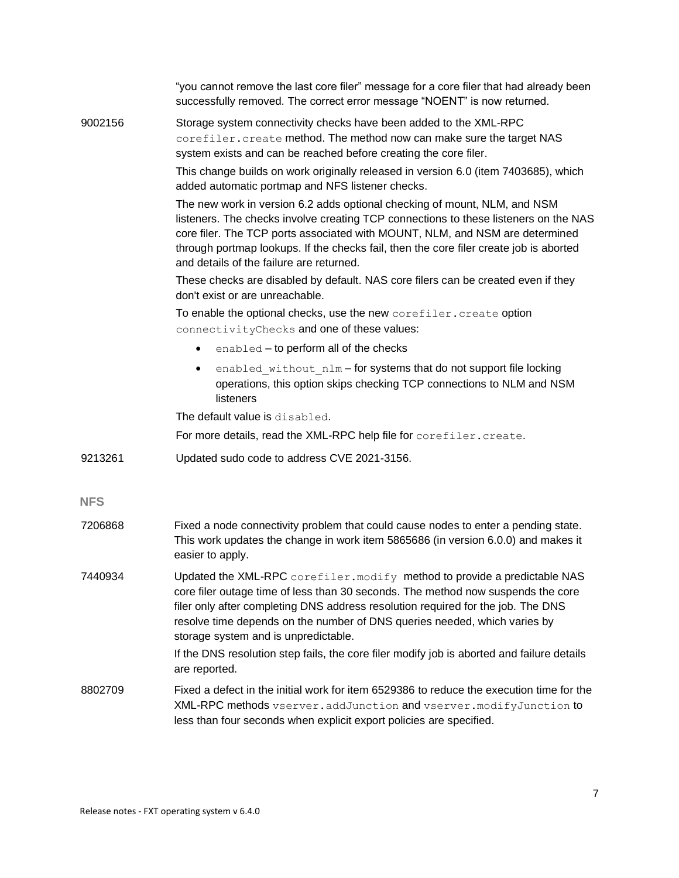"you cannot remove the last core filer" message for a core filer that had already been successfully removed. The correct error message "NOENT" is now returned.

| | |
|---|---|
| 9002156 | Storage system connectivity checks have been added to the XML-RPC `corefiler.create` method. The method now can make sure the target NAS system exists and can be reached before creating the core filer.<br><br>This change builds on work originally released in version 6.0 (item 7403685), which added automatic portmap and NFS listener checks.<br><br>The new work in version 6.2 adds optional checking of mount, NLM, and NSM listeners. The checks involve creating TCP connections to these listeners on the NAS core filer. The TCP ports associated with MOUNT, NLM, and NSM are determined through portmap lookups. If the checks fail, then the core filer create job is aborted and details of the failure are returned.<br><br>These checks are disabled by default. NAS core filers can be created even if they don't exist or are unreachable.<br><br>To enable the optional checks, use the new `corefiler.create` option `connectivityChecks` and one of these values:<br><br>• `enabled` – to perform all of the checks<br>• `enabled_without_nlm` – for systems that do not support file locking operations, this option skips checking TCP connections to NLM and NSM listeners<br><br>The default value is `disabled`.<br><br>For more details, read the XML-RPC help file for `corefiler.create`. |
| 9213261 | Updated sudo code to address CVE 2021-3156. |

### NFS

| | |
|---|---|
| 7206868 | Fixed a node connectivity problem that could cause nodes to enter a pending state. This work updates the change in work item 5865686 (in version 6.0.0) and makes it easier to apply. |
| 7440934 | Updated the XML-RPC `corefiler.modify` method to provide a predictable NAS core filer outage time of less than 30 seconds. The method now suspends the core filer only after completing DNS address resolution required for the job. The DNS resolve time depends on the number of DNS queries needed, which varies by storage system and is unpredictable.<br><br>If the DNS resolution step fails, the core filer modify job is aborted and failure details are reported. |
| 8802709 | Fixed a defect in the initial work for item 6529386 to reduce the execution time for the XML-RPC methods `vserver.addJunction` and `vserver.modifyJunction` to less than four seconds when explicit export policies are specified. |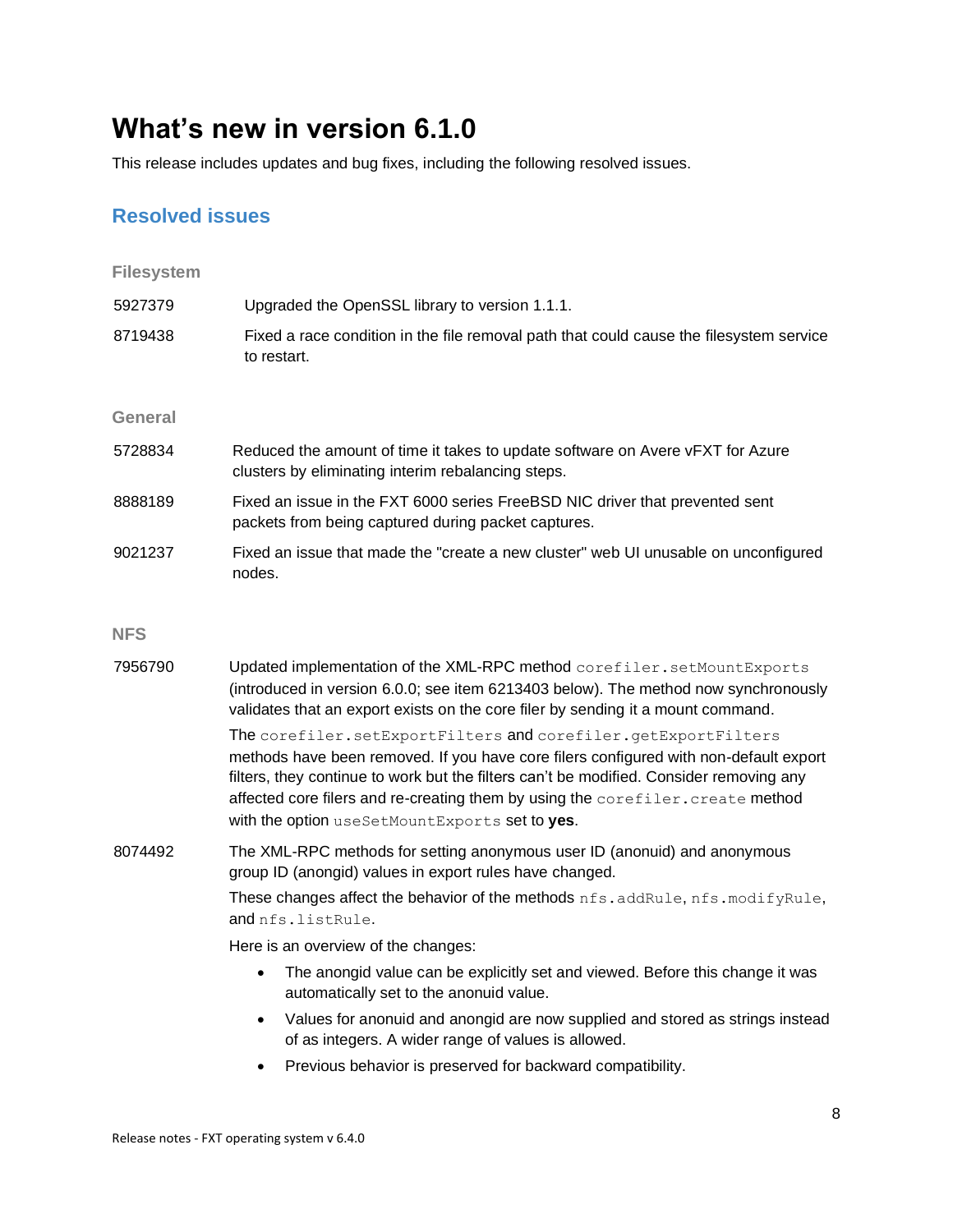# What's new in version 6.1.0

This release includes updates and bug fixes, including the following resolved issues.

## Resolved issues

### Filesystem

| | |
|---|---|
| 5927379 | Upgraded the OpenSSL library to version 1.1.1. |
| 8719438 | Fixed a race condition in the file removal path that could cause the filesystem service to restart. |

### General

| | |
|---|---|
| 5728834 | Reduced the amount of time it takes to update software on Avere vFXT for Azure clusters by eliminating interim rebalancing steps. |
| 8888189 | Fixed an issue in the FXT 6000 series FreeBSD NIC driver that prevented sent packets from being captured during packet captures. |
| 9021237 | Fixed an issue that made the "create a new cluster" web UI unusable on unconfigured nodes. |

### NFS

**7956790**

Updated implementation of the XML-RPC method `corefiler.setMountExports` (introduced in version 6.0.0; see item 6213403 below). The method now synchronously validates that an export exists on the core filer by sending it a mount command.

The `corefiler.setExportFilters` and `corefiler.getExportFilters` methods have been removed. If you have core filers configured with non-default export filters, they continue to work but the filters can't be modified. Consider removing any affected core filers and re-creating them by using the `corefiler.create` method with the option `useSetMountExports` set to **yes**.

**8074492**

The XML-RPC methods for setting anonymous user ID (anonuid) and anonymous group ID (anongid) values in export rules have changed.

These changes affect the behavior of the methods `nfs.addRule`, `nfs.modifyRule`, and `nfs.listRule`.

Here is an overview of the changes:

- The anongid value can be explicitly set and viewed. Before this change it was automatically set to the anonuid value.
- Values for anonuid and anongid are now supplied and stored as strings instead of as integers. A wider range of values is allowed.
- Previous behavior is preserved for backward compatibility.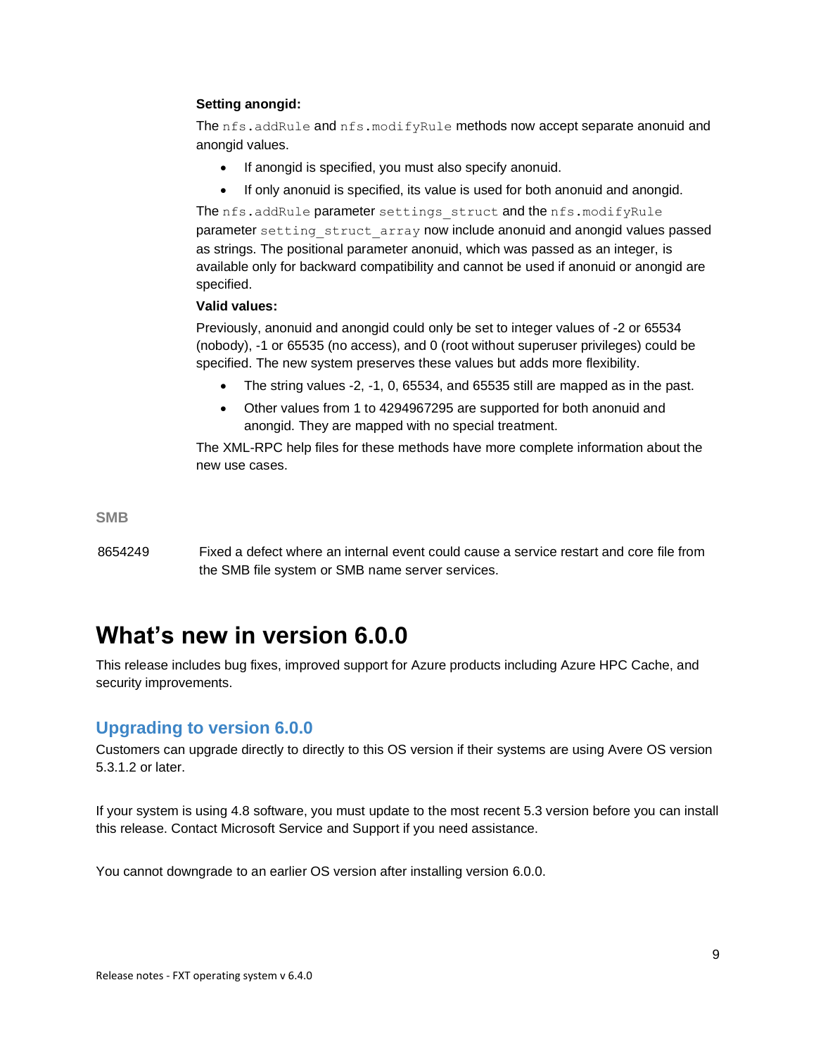**Setting anongid:**

The `nfs.addRule` and `nfs.modifyRule` methods now accept separate anonuid and anongid values.

- If anongid is specified, you must also specify anonuid.
- If only anonuid is specified, its value is used for both anonuid and anongid.

The `nfs.addRule` parameter `settings_struct` and the `nfs.modifyRule` parameter `setting_struct_array` now include anonuid and anongid values passed as strings. The positional parameter anonuid, which was passed as an integer, is available only for backward compatibility and cannot be used if anonuid or anongid are specified.

**Valid values:**

Previously, anonuid and anongid could only be set to integer values of -2 or 65534 (nobody), -1 or 65535 (no access), and 0 (root without superuser privileges) could be specified. The new system preserves these values but adds more flexibility.

- The string values -2, -1, 0, 65534, and 65535 still are mapped as in the past.
- Other values from 1 to 4294967295 are supported for both anonuid and anongid. They are mapped with no special treatment.

The XML-RPC help files for these methods have more complete information about the new use cases.

**SMB**

| | |
|---|---|
| 8654249 | Fixed a defect where an internal event could cause a service restart and core file from the SMB file system or SMB name server services. |

# What's new in version 6.0.0

This release includes bug fixes, improved support for Azure products including Azure HPC Cache, and security improvements.

## Upgrading to version 6.0.0

Customers can upgrade directly to directly to this OS version if their systems are using Avere OS version 5.3.1.2 or later.

If your system is using 4.8 software, you must update to the most recent 5.3 version before you can install this release. Contact Microsoft Service and Support if you need assistance.

You cannot downgrade to an earlier OS version after installing version 6.0.0.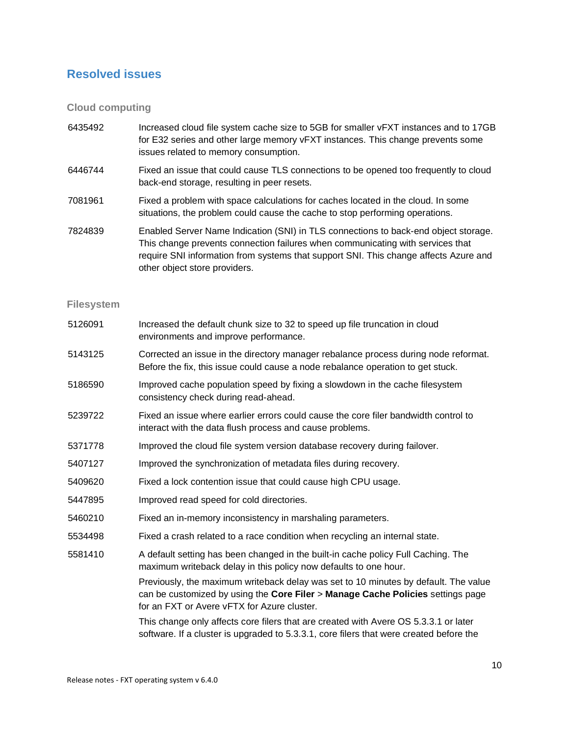## Resolved issues

### Cloud computing

| | |
|---|---|
| 6435492 | Increased cloud file system cache size to 5GB for smaller vFXT instances and to 17GB for E32 series and other large memory vFXT instances. This change prevents some issues related to memory consumption. |
| 6446744 | Fixed an issue that could cause TLS connections to be opened too frequently to cloud back-end storage, resulting in peer resets. |
| 7081961 | Fixed a problem with space calculations for caches located in the cloud. In some situations, the problem could cause the cache to stop performing operations. |
| 7824839 | Enabled Server Name Indication (SNI) in TLS connections to back-end object storage. This change prevents connection failures when communicating with services that require SNI information from systems that support SNI. This change affects Azure and other object store providers. |

### Filesystem

| | |
|---|---|
| 5126091 | Increased the default chunk size to 32 to speed up file truncation in cloud environments and improve performance. |
| 5143125 | Corrected an issue in the directory manager rebalance process during node reformat. Before the fix, this issue could cause a node rebalance operation to get stuck. |
| 5186590 | Improved cache population speed by fixing a slowdown in the cache filesystem consistency check during read-ahead. |
| 5239722 | Fixed an issue where earlier errors could cause the core filer bandwidth control to interact with the data flush process and cause problems. |
| 5371778 | Improved the cloud file system version database recovery during failover. |
| 5407127 | Improved the synchronization of metadata files during recovery. |
| 5409620 | Fixed a lock contention issue that could cause high CPU usage. |
| 5447895 | Improved read speed for cold directories. |
| 5460210 | Fixed an in-memory inconsistency in marshaling parameters. |
| 5534498 | Fixed a crash related to a race condition when recycling an internal state. |
| 5581410 | A default setting has been changed in the built-in cache policy Full Caching. The maximum writeback delay in this policy now defaults to one hour.<br><br>Previously, the maximum writeback delay was set to 10 minutes by default. The value can be customized by using the **Core Filer** > **Manage Cache Policies** settings page for an FXT or Avere vFTX for Azure cluster.<br><br>This change only affects core filers that are created with Avere OS 5.3.3.1 or later software. If a cluster is upgraded to 5.3.3.1, core filers that were created before the |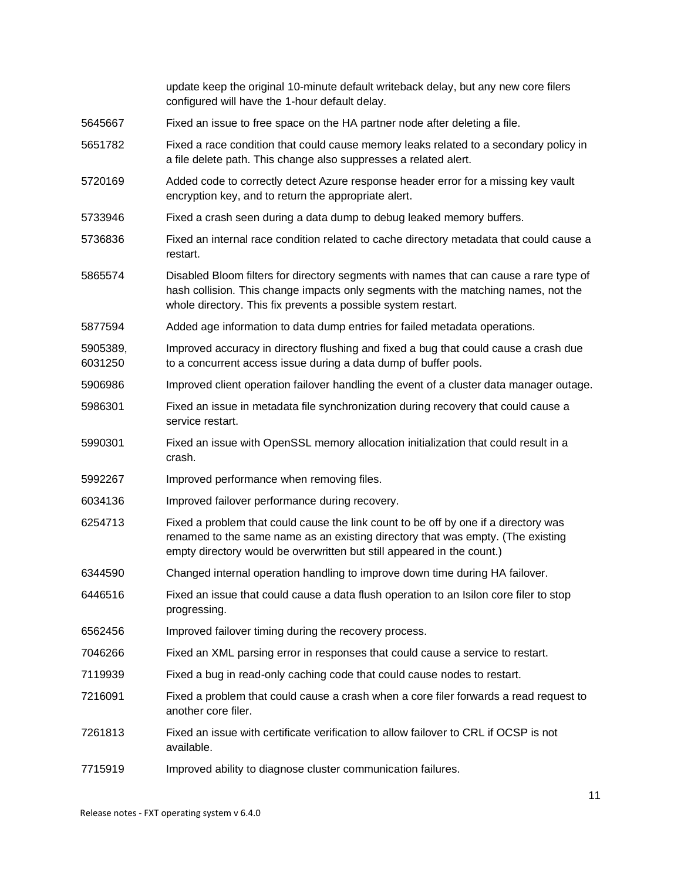| | |
|---|---|
| | update keep the original 10-minute default writeback delay, but any new core filers configured will have the 1-hour default delay. |
| 5645667 | Fixed an issue to free space on the HA partner node after deleting a file. |
| 5651782 | Fixed a race condition that could cause memory leaks related to a secondary policy in a file delete path. This change also suppresses a related alert. |
| 5720169 | Added code to correctly detect Azure response header error for a missing key vault encryption key, and to return the appropriate alert. |
| 5733946 | Fixed a crash seen during a data dump to debug leaked memory buffers. |
| 5736836 | Fixed an internal race condition related to cache directory metadata that could cause a restart. |
| 5865574 | Disabled Bloom filters for directory segments with names that can cause a rare type of hash collision. This change impacts only segments with the matching names, not the whole directory. This fix prevents a possible system restart. |
| 5877594 | Added age information to data dump entries for failed metadata operations. |
| 5905389, 6031250 | Improved accuracy in directory flushing and fixed a bug that could cause a crash due to a concurrent access issue during a data dump of buffer pools. |
| 5906986 | Improved client operation failover handling the event of a cluster data manager outage. |
| 5986301 | Fixed an issue in metadata file synchronization during recovery that could cause a service restart. |
| 5990301 | Fixed an issue with OpenSSL memory allocation initialization that could result in a crash. |
| 5992267 | Improved performance when removing files. |
| 6034136 | Improved failover performance during recovery. |
| 6254713 | Fixed a problem that could cause the link count to be off by one if a directory was renamed to the same name as an existing directory that was empty. (The existing empty directory would be overwritten but still appeared in the count.) |
| 6344590 | Changed internal operation handling to improve down time during HA failover. |
| 6446516 | Fixed an issue that could cause a data flush operation to an Isilon core filer to stop progressing. |
| 6562456 | Improved failover timing during the recovery process. |
| 7046266 | Fixed an XML parsing error in responses that could cause a service to restart. |
| 7119939 | Fixed a bug in read-only caching code that could cause nodes to restart. |
| 7216091 | Fixed a problem that could cause a crash when a core filer forwards a read request to another core filer. |
| 7261813 | Fixed an issue with certificate verification to allow failover to CRL if OCSP is not available. |
| 7715919 | Improved ability to diagnose cluster communication failures. |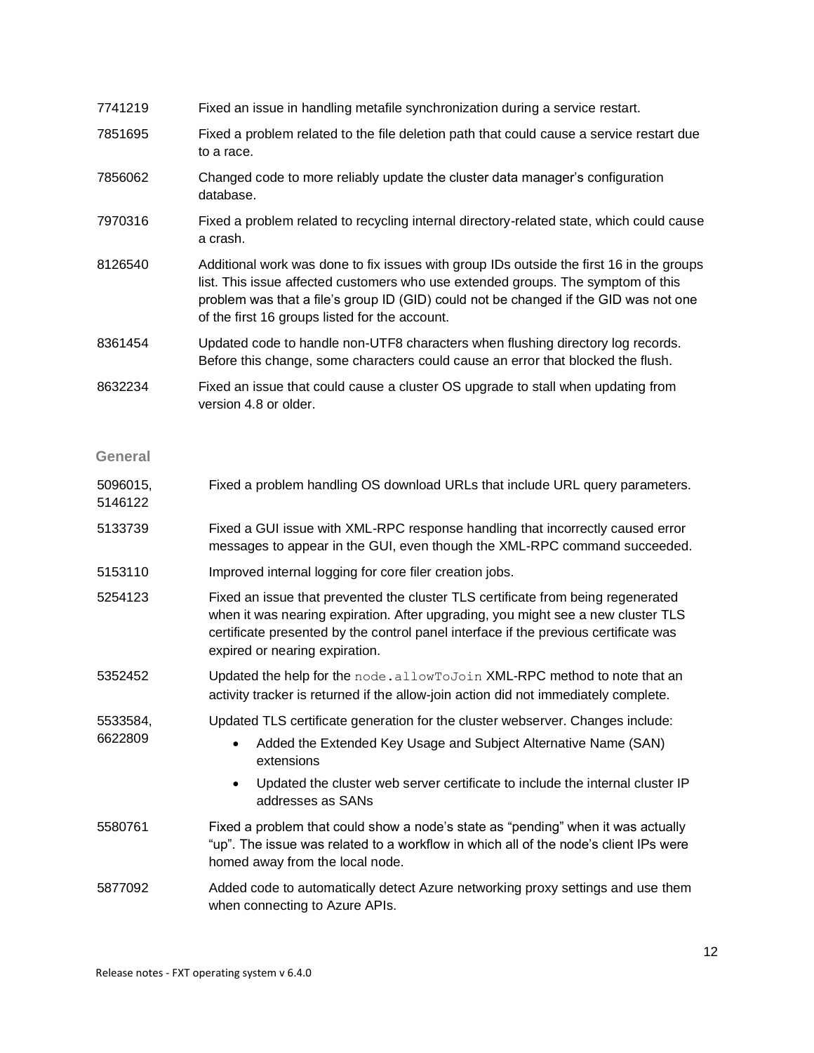| | |
|---|---|
| 7741219 | Fixed an issue in handling metafile synchronization during a service restart. |
| 7851695 | Fixed a problem related to the file deletion path that could cause a service restart due to a race. |
| 7856062 | Changed code to more reliably update the cluster data manager's configuration database. |
| 7970316 | Fixed a problem related to recycling internal directory-related state, which could cause a crash. |
| 8126540 | Additional work was done to fix issues with group IDs outside the first 16 in the groups list. This issue affected customers who use extended groups. The symptom of this problem was that a file's group ID (GID) could not be changed if the GID was not one of the first 16 groups listed for the account. |
| 8361454 | Updated code to handle non-UTF8 characters when flushing directory log records. Before this change, some characters could cause an error that blocked the flush. |
| 8632234 | Fixed an issue that could cause a cluster OS upgrade to stall when updating from version 4.8 or older. |

### General

| | |
|---|---|
| 5096015, 5146122 | Fixed a problem handling OS download URLs that include URL query parameters. |
| 5133739 | Fixed a GUI issue with XML-RPC response handling that incorrectly caused error messages to appear in the GUI, even though the XML-RPC command succeeded. |
| 5153110 | Improved internal logging for core filer creation jobs. |
| 5254123 | Fixed an issue that prevented the cluster TLS certificate from being regenerated when it was nearing expiration. After upgrading, you might see a new cluster TLS certificate presented by the control panel interface if the previous certificate was expired or nearing expiration. |
| 5352452 | Updated the help for the `node.allowToJoin` XML-RPC method to note that an activity tracker is returned if the allow-join action did not immediately complete. |
| 5533584, 6622809 | Updated TLS certificate generation for the cluster webserver. Changes include:<br>• Added the Extended Key Usage and Subject Alternative Name (SAN) extensions<br>• Updated the cluster web server certificate to include the internal cluster IP addresses as SANs |
| 5580761 | Fixed a problem that could show a node's state as "pending" when it was actually "up". The issue was related to a workflow in which all of the node's client IPs were homed away from the local node. |
| 5877092 | Added code to automatically detect Azure networking proxy settings and use them when connecting to Azure APIs. |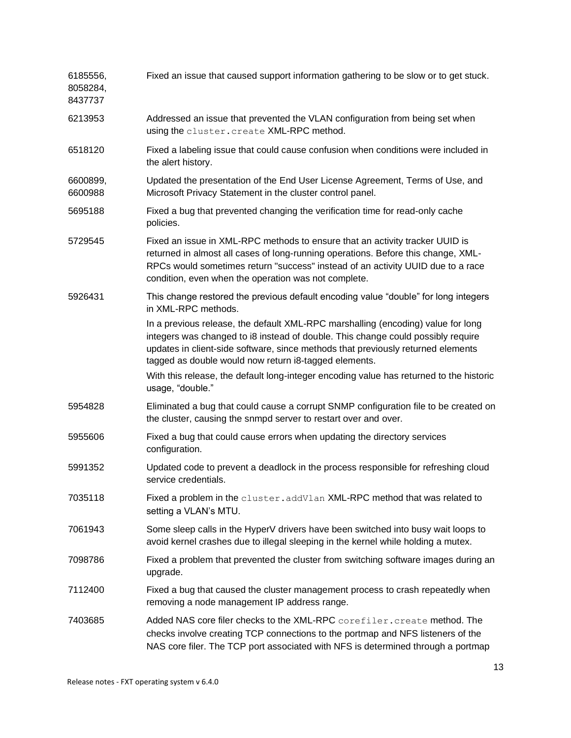| | |
|---|---|
| 6185556, 8058284, 8437737 | Fixed an issue that caused support information gathering to be slow or to get stuck. |
| 6213953 | Addressed an issue that prevented the VLAN configuration from being set when using the `cluster.create` XML-RPC method. |
| 6518120 | Fixed a labeling issue that could cause confusion when conditions were included in the alert history. |
| 6600899, 6600988 | Updated the presentation of the End User License Agreement, Terms of Use, and Microsoft Privacy Statement in the cluster control panel. |
| 5695188 | Fixed a bug that prevented changing the verification time for read-only cache policies. |
| 5729545 | Fixed an issue in XML-RPC methods to ensure that an activity tracker UUID is returned in almost all cases of long-running operations. Before this change, XML-RPCs would sometimes return "success" instead of an activity UUID due to a race condition, even when the operation was not complete. |
| 5926431 | This change restored the previous default encoding value “double” for long integers in XML-RPC methods.<br><br>In a previous release, the default XML-RPC marshalling (encoding) value for long integers was changed to i8 instead of double. This change could possibly require updates in client-side software, since methods that previously returned elements tagged as double would now return i8-tagged elements.<br><br>With this release, the default long-integer encoding value has returned to the historic usage, “double.” |
| 5954828 | Eliminated a bug that could cause a corrupt SNMP configuration file to be created on the cluster, causing the snmpd server to restart over and over. |
| 5955606 | Fixed a bug that could cause errors when updating the directory services configuration. |
| 5991352 | Updated code to prevent a deadlock in the process responsible for refreshing cloud service credentials. |
| 7035118 | Fixed a problem in the `cluster.addVlan` XML-RPC method that was related to setting a VLAN’s MTU. |
| 7061943 | Some sleep calls in the HyperV drivers have been switched into busy wait loops to avoid kernel crashes due to illegal sleeping in the kernel while holding a mutex. |
| 7098786 | Fixed a problem that prevented the cluster from switching software images during an upgrade. |
| 7112400 | Fixed a bug that caused the cluster management process to crash repeatedly when removing a node management IP address range. |
| 7403685 | Added NAS core filer checks to the XML-RPC `corefiler.create` method. The checks involve creating TCP connections to the portmap and NFS listeners of the NAS core filer. The TCP port associated with NFS is determined through a portmap |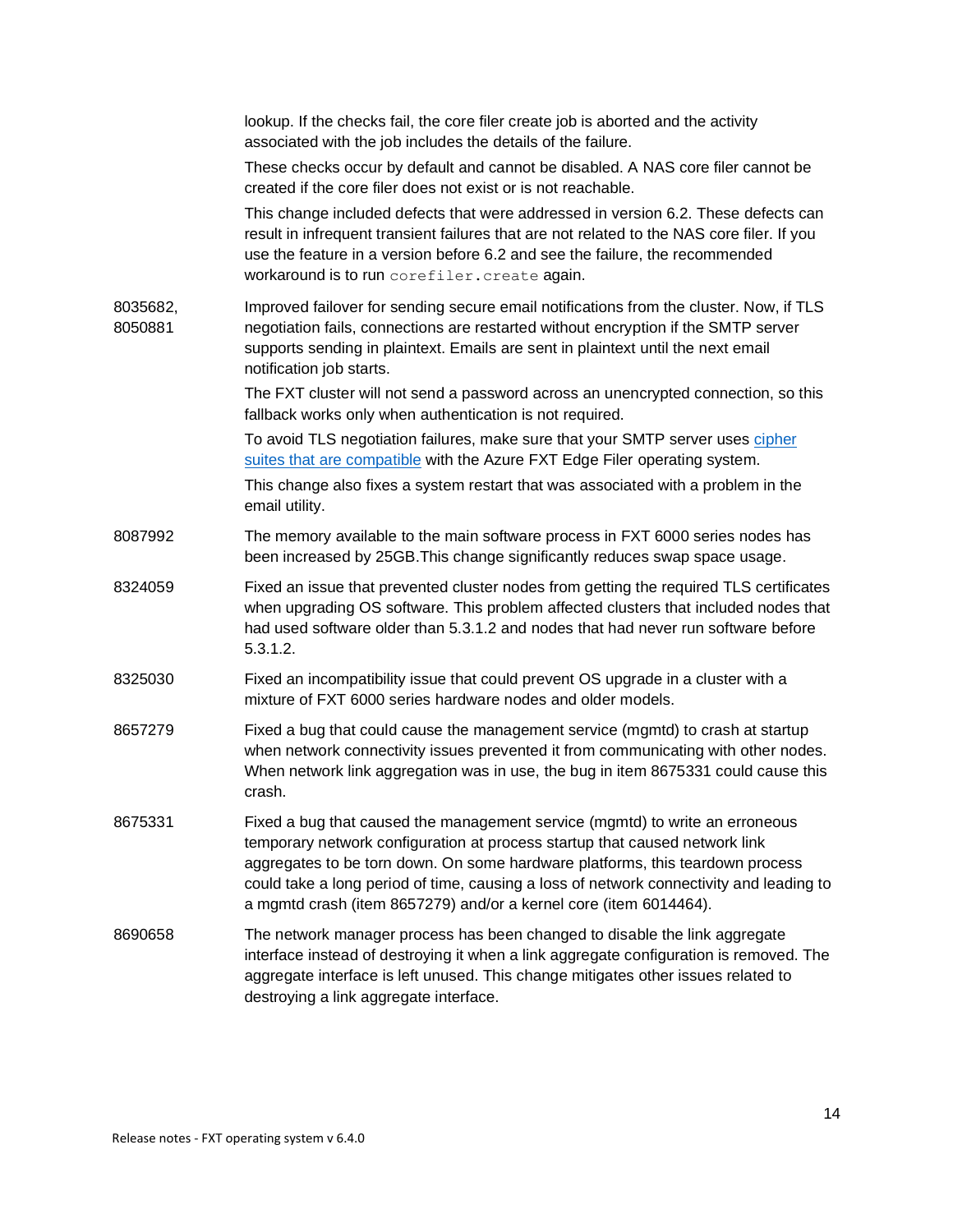| | |
|---|---|
| | lookup. If the checks fail, the core filer create job is aborted and the activity associated with the job includes the details of the failure.<br><br>These checks occur by default and cannot be disabled. A NAS core filer cannot be created if the core filer does not exist or is not reachable.<br><br>This change included defects that were addressed in version 6.2. These defects can result in infrequent transient failures that are not related to the NAS core filer. If you use the feature in a version before 6.2 and see the failure, the recommended workaround is to run `corefiler.create` again. |
| 8035682, 8050881 | Improved failover for sending secure email notifications from the cluster. Now, if TLS negotiation fails, connections are restarted without encryption if the SMTP server supports sending in plaintext. Emails are sent in plaintext until the next email notification job starts.<br><br>The FXT cluster will not send a password across an unencrypted connection, so this fallback works only when authentication is not required.<br><br>To avoid TLS negotiation failures, make sure that your SMTP server uses [cipher suites that are compatible]() with the Azure FXT Edge Filer operating system.<br><br>This change also fixes a system restart that was associated with a problem in the email utility. |
| 8087992 | The memory available to the main software process in FXT 6000 series nodes has been increased by 25GB.This change significantly reduces swap space usage. |
| 8324059 | Fixed an issue that prevented cluster nodes from getting the required TLS certificates when upgrading OS software. This problem affected clusters that included nodes that had used software older than 5.3.1.2 and nodes that had never run software before 5.3.1.2. |
| 8325030 | Fixed an incompatibility issue that could prevent OS upgrade in a cluster with a mixture of FXT 6000 series hardware nodes and older models. |
| 8657279 | Fixed a bug that could cause the management service (mgmtd) to crash at startup when network connectivity issues prevented it from communicating with other nodes. When network link aggregation was in use, the bug in item 8675331 could cause this crash. |
| 8675331 | Fixed a bug that caused the management service (mgmtd) to write an erroneous temporary network configuration at process startup that caused network link aggregates to be torn down. On some hardware platforms, this teardown process could take a long period of time, causing a loss of network connectivity and leading to a mgmtd crash (item 8657279) and/or a kernel core (item 6014464). |
| 8690658 | The network manager process has been changed to disable the link aggregate interface instead of destroying it when a link aggregate configuration is removed. The aggregate interface is left unused. This change mitigates other issues related to destroying a link aggregate interface. |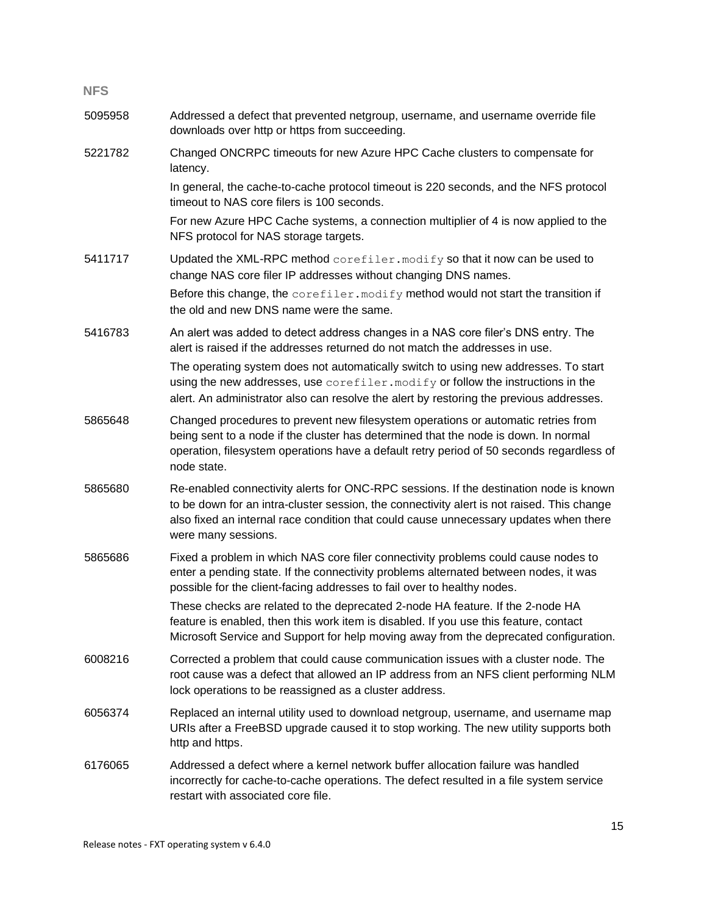### NFS

| | |
|---|---|
| 5095958 | Addressed a defect that prevented netgroup, username, and username override file downloads over http or https from succeeding. |
| 5221782 | Changed ONCRPC timeouts for new Azure HPC Cache clusters to compensate for latency.<br><br>In general, the cache-to-cache protocol timeout is 220 seconds, and the NFS protocol timeout to NAS core filers is 100 seconds.<br><br>For new Azure HPC Cache systems, a connection multiplier of 4 is now applied to the NFS protocol for NAS storage targets. |
| 5411717 | Updated the XML-RPC method `corefiler.modify` so that it now can be used to change NAS core filer IP addresses without changing DNS names.<br><br>Before this change, the `corefiler.modify` method would not start the transition if the old and new DNS name were the same. |
| 5416783 | An alert was added to detect address changes in a NAS core filer's DNS entry. The alert is raised if the addresses returned do not match the addresses in use.<br><br>The operating system does not automatically switch to using new addresses. To start using the new addresses, use `corefiler.modify` or follow the instructions in the alert. An administrator also can resolve the alert by restoring the previous addresses. |
| 5865648 | Changed procedures to prevent new filesystem operations or automatic retries from being sent to a node if the cluster has determined that the node is down. In normal operation, filesystem operations have a default retry period of 50 seconds regardless of node state. |
| 5865680 | Re-enabled connectivity alerts for ONC-RPC sessions. If the destination node is known to be down for an intra-cluster session, the connectivity alert is not raised. This change also fixed an internal race condition that could cause unnecessary updates when there were many sessions. |
| 5865686 | Fixed a problem in which NAS core filer connectivity problems could cause nodes to enter a pending state. If the connectivity problems alternated between nodes, it was possible for the client-facing addresses to fail over to healthy nodes.<br><br>These checks are related to the deprecated 2-node HA feature. If the 2-node HA feature is enabled, then this work item is disabled. If you use this feature, contact Microsoft Service and Support for help moving away from the deprecated configuration. |
| 6008216 | Corrected a problem that could cause communication issues with a cluster node. The root cause was a defect that allowed an IP address from an NFS client performing NLM lock operations to be reassigned as a cluster address. |
| 6056374 | Replaced an internal utility used to download netgroup, username, and username map URIs after a FreeBSD upgrade caused it to stop working. The new utility supports both http and https. |
| 6176065 | Addressed a defect where a kernel network buffer allocation failure was handled incorrectly for cache-to-cache operations. The defect resulted in a file system service restart with associated core file. |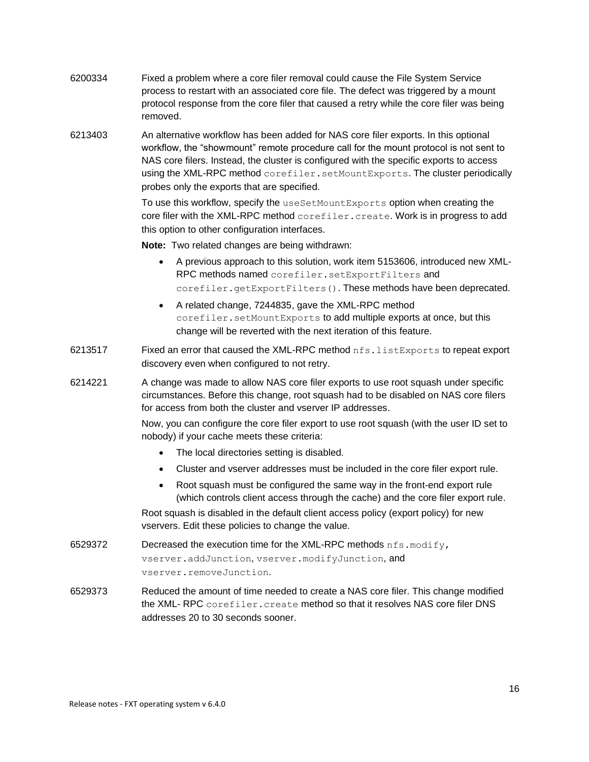| | |
|---|---|
| 6200334 | Fixed a problem where a core filer removal could cause the File System Service process to restart with an associated core file. The defect was triggered by a mount protocol response from the core filer that caused a retry while the core filer was being removed. |
| 6213403 | An alternative workflow has been added for NAS core filer exports. In this optional workflow, the "showmount" remote procedure call for the mount protocol is not sent to NAS core filers. Instead, the cluster is configured with the specific exports to access using the XML-RPC method `corefiler.setMountExports`. The cluster periodically probes only the exports that are specified.<br><br>To use this workflow, specify the `useSetMountExports` option when creating the core filer with the XML-RPC method `corefiler.create`. Work is in progress to add this option to other configuration interfaces.<br><br>**Note:** Two related changes are being withdrawn:<br>• A previous approach to this solution, work item 5153606, introduced new XML-RPC methods named `corefiler.setExportFilters` and `corefiler.getExportFilters()`. These methods have been deprecated.<br>• A related change, 7244835, gave the XML-RPC method `corefiler.setMountExports` to add multiple exports at once, but this change will be reverted with the next iteration of this feature. |
| 6213517 | Fixed an error that caused the XML-RPC method `nfs.listExports` to repeat export discovery even when configured to not retry. |
| 6214221 | A change was made to allow NAS core filer exports to use root squash under specific circumstances. Before this change, root squash had to be disabled on NAS core filers for access from both the cluster and vserver IP addresses.<br><br>Now, you can configure the core filer export to use root squash (with the user ID set to nobody) if your cache meets these criteria:<br>• The local directories setting is disabled.<br>• Cluster and vserver addresses must be included in the core filer export rule.<br>• Root squash must be configured the same way in the front-end export rule (which controls client access through the cache) and the core filer export rule.<br><br>Root squash is disabled in the default client access policy (export policy) for new vservers. Edit these policies to change the value. |
| 6529372 | Decreased the execution time for the XML-RPC methods `nfs.modify`, `vserver.addJunction`, `vserver.modifyJunction`, and `vserver.removeJunction`. |
| 6529373 | Reduced the amount of time needed to create a NAS core filer. This change modified the XML- RPC `corefiler.create` method so that it resolves NAS core filer DNS addresses 20 to 30 seconds sooner. |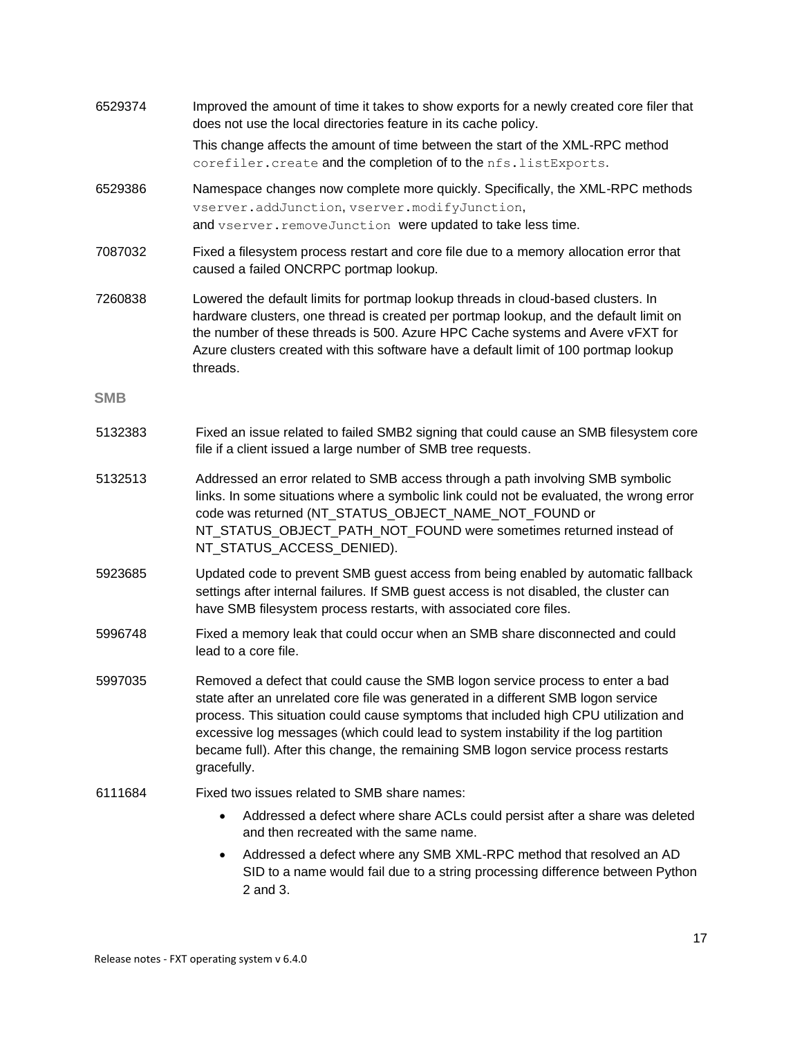| | |
|---|---|
| 6529374 | Improved the amount of time it takes to show exports for a newly created core filer that does not use the local directories feature in its cache policy.<br>This change affects the amount of time between the start of the XML-RPC method `corefiler.create` and the completion of to the `nfs.listExports`. |
| 6529386 | Namespace changes now complete more quickly. Specifically, the XML-RPC methods `vserver.addJunction`, `vserver.modifyJunction`, and `vserver.removeJunction` were updated to take less time. |
| 7087032 | Fixed a filesystem process restart and core file due to a memory allocation error that caused a failed ONCRPC portmap lookup. |
| 7260838 | Lowered the default limits for portmap lookup threads in cloud-based clusters. In hardware clusters, one thread is created per portmap lookup, and the default limit on the number of these threads is 500. Azure HPC Cache systems and Avere vFXT for Azure clusters created with this software have a default limit of 100 portmap lookup threads. |

**SMB**

| | |
|---|---|
| 5132383 | Fixed an issue related to failed SMB2 signing that could cause an SMB filesystem core file if a client issued a large number of SMB tree requests. |
| 5132513 | Addressed an error related to SMB access through a path involving SMB symbolic links. In some situations where a symbolic link could not be evaluated, the wrong error code was returned (NT_STATUS_OBJECT_NAME_NOT_FOUND or NT_STATUS_OBJECT_PATH_NOT_FOUND were sometimes returned instead of NT_STATUS_ACCESS_DENIED). |
| 5923685 | Updated code to prevent SMB guest access from being enabled by automatic fallback settings after internal failures. If SMB guest access is not disabled, the cluster can have SMB filesystem process restarts, with associated core files. |
| 5996748 | Fixed a memory leak that could occur when an SMB share disconnected and could lead to a core file. |
| 5997035 | Removed a defect that could cause the SMB logon service process to enter a bad state after an unrelated core file was generated in a different SMB logon service process. This situation could cause symptoms that included high CPU utilization and excessive log messages (which could lead to system instability if the log partition became full). After this change, the remaining SMB logon service process restarts gracefully. |
| 6111684 | Fixed two issues related to SMB share names:<br>• Addressed a defect where share ACLs could persist after a share was deleted and then recreated with the same name.<br>• Addressed a defect where any SMB XML-RPC method that resolved an AD SID to a name would fail due to a string processing difference between Python 2 and 3. |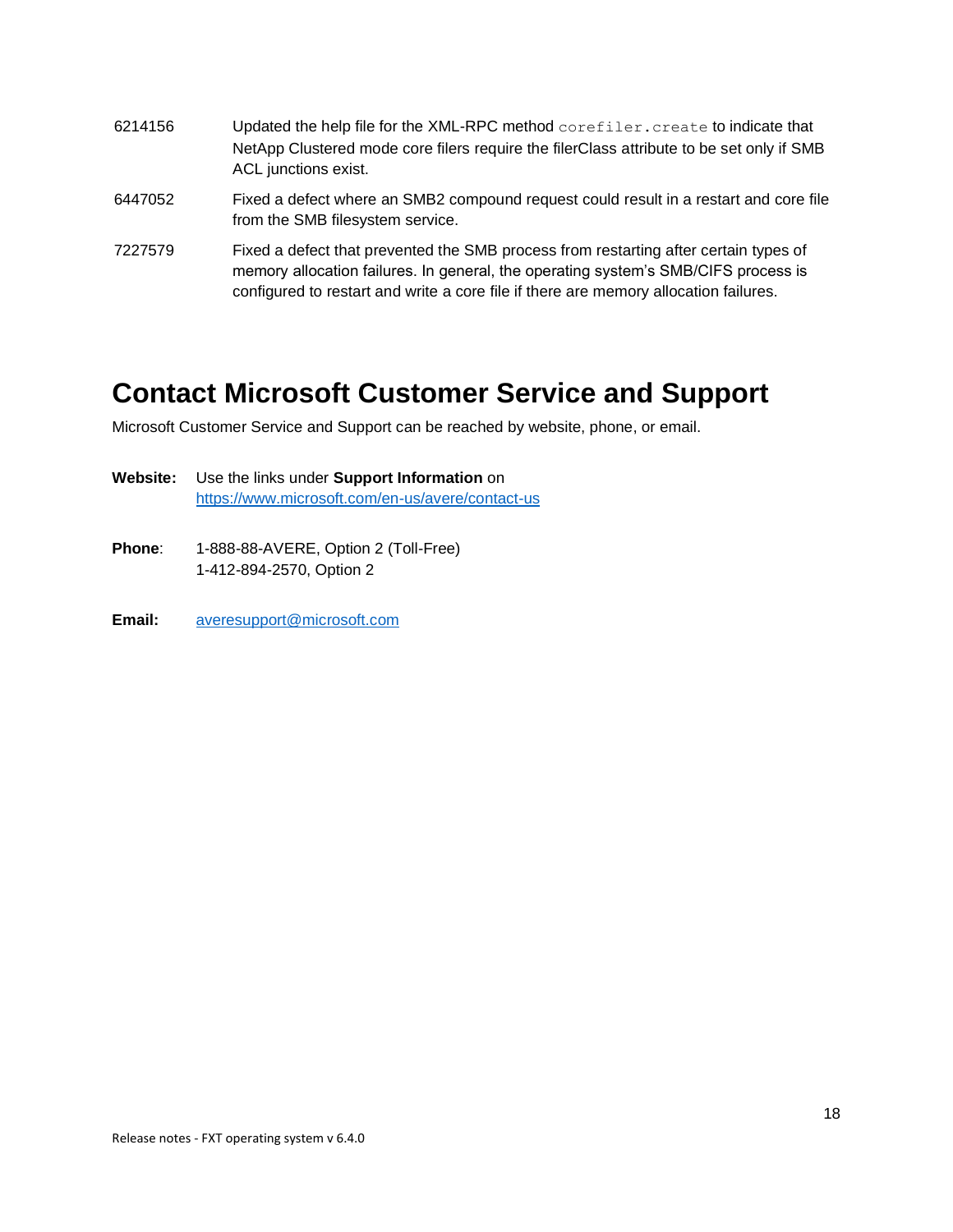| | |
|---|---|
| 6214156 | Updated the help file for the XML-RPC method `corefiler.create` to indicate that NetApp Clustered mode core filers require the filerClass attribute to be set only if SMB ACL junctions exist. |
| 6447052 | Fixed a defect where an SMB2 compound request could result in a restart and core file from the SMB filesystem service. |
| 7227579 | Fixed a defect that prevented the SMB process from restarting after certain types of memory allocation failures. In general, the operating system's SMB/CIFS process is configured to restart and write a core file if there are memory allocation failures. |

# Contact Microsoft Customer Service and Support

Microsoft Customer Service and Support can be reached by website, phone, or email.

**Website:** Use the links under **Support Information** on https://www.microsoft.com/en-us/avere/contact-us

**Phone**: 1-888-88-AVERE, Option 2 (Toll-Free)
1-412-894-2570, Option 2

**Email:** averesupport@microsoft.com